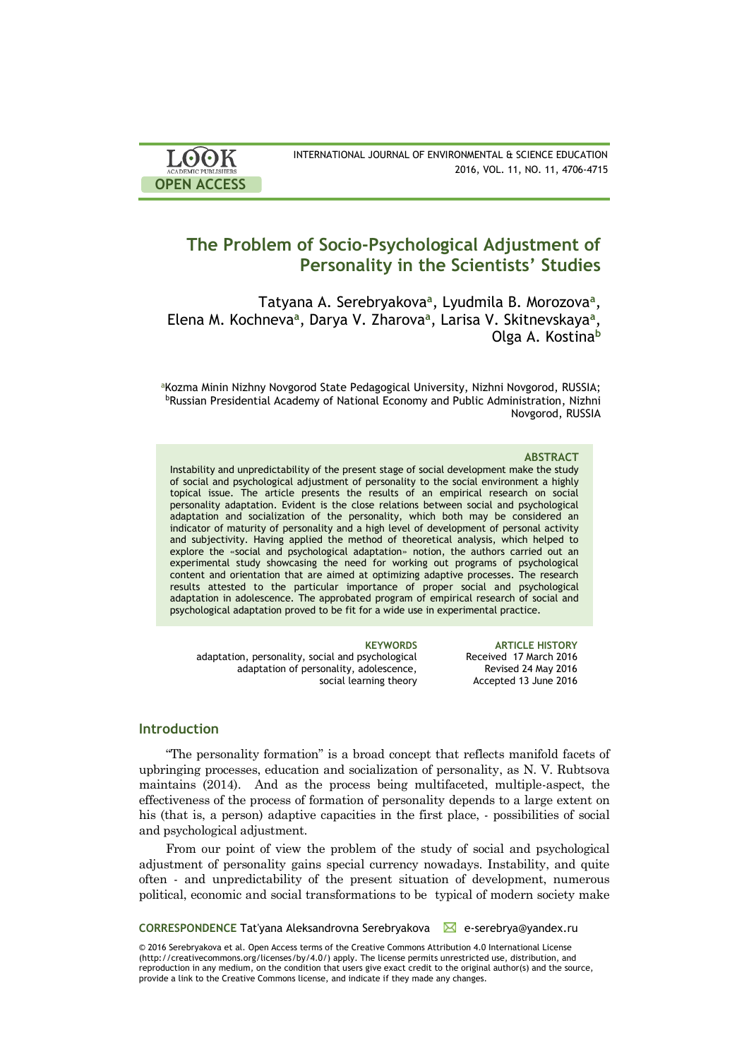# The Problem of Socio-Psychological Adjustment of Personality in the Scientists' Studies

Tatyana A. Serebryakova[a], Lyudmila B. Morozova[a], Elena M. Kochneva[a], Darya V. Zharova[a], Larisa V. Skitnevskaya[a], Olga A. Kostina[b]

[a]Kozma Minin Nizhny Novgorod State Pedagogical University, Nizhni Novgorod, RUSSIA; [b]Russian Presidential Academy of National Economy and Public Administration, Nizhni Novgorod, RUSSIA

## ABSTRACT

Instability and unpredictability of the present stage of social development make the study of social and psychological adjustment of personality to the social environment a highly topical issue. The article presents the results of an empirical research on social personality adaptation. Evident is the close relations between social and psychological adaptation and socialization of the personality, which both may be considered an indicator of maturity of personality and a high level of development of personal activity and subjectivity. Having applied the method of theoretical analysis, which helped to explore the «social and psychological adaptation» notion, the authors carried out an experimental study showcasing the need for working out programs of psychological content and orientation that are aimed at optimizing adaptive processes. The research results attested to the particular importance of proper social and psychological adaptation in adolescence. The approbated program of empirical research of social and psychological adaptation proved to be fit for a wide use in experimental practice.

**KEYWORDS**
adaptation, personality, social and psychological adaptation of personality, adolescence, social learning theory

**ARTICLE HISTORY**
Received 17 March 2016
Revised 24 May 2016
Accepted 13 June 2016

## Introduction

"The personality formation" is a broad concept that reflects manifold facets of upbringing processes, education and socialization of personality, as N. V. Rubtsova maintains (2014). And as the process being multifaceted, multiple-aspect, the effectiveness of the process of formation of personality depends to a large extent on his (that is, a person) adaptive capacities in the first place, - possibilities of social and psychological adjustment.

From our point of view the problem of the study of social and psychological adjustment of personality gains special currency nowadays. Instability, and quite often - and unpredictability of the present situation of development, numerous political, economic and social transformations to be typical of modern society make

**CORRESPONDENCE** Tat'yana Aleksandrovna Serebryakova ✉ e-serebrya@yandex.ru

© 2016 Serebryakova et al. Open Access terms of the Creative Commons Attribution 4.0 International License (http://creativecommons.org/licenses/by/4.0/) apply. The license permits unrestricted use, distribution, and reproduction in any medium, on the condition that users give exact credit to the original author(s) and the source, provide a link to the Creative Commons license, and indicate if they made any changes.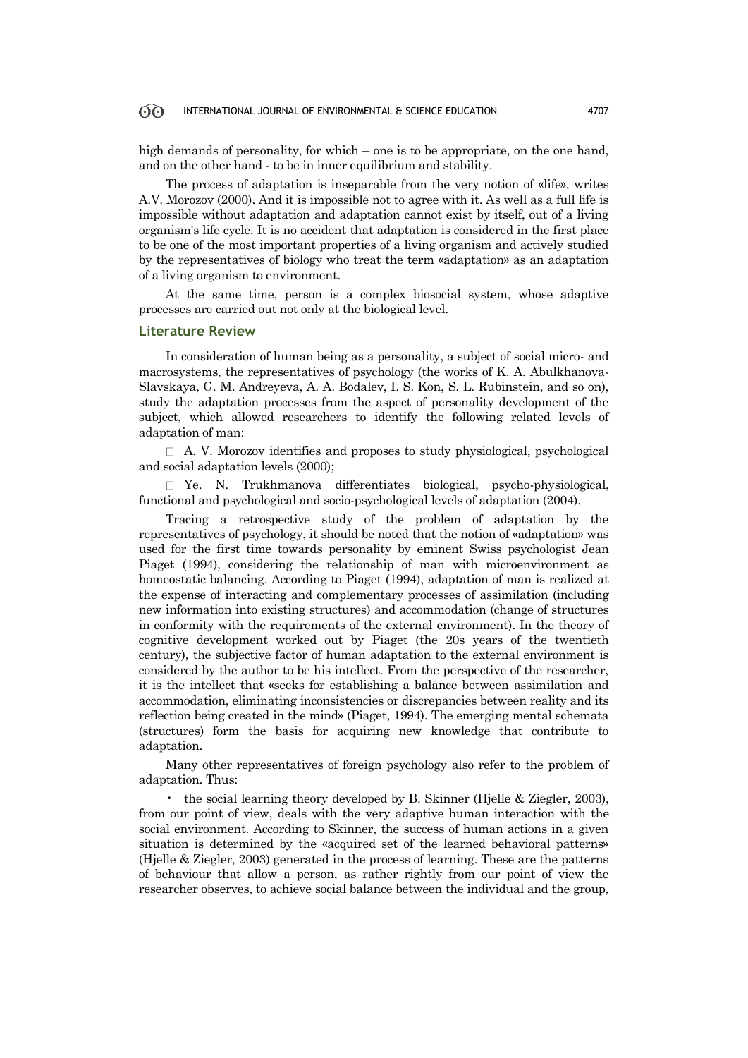high demands of personality, for which – one is to be appropriate, on the one hand, and on the other hand - to be in inner equilibrium and stability.

The process of adaptation is inseparable from the very notion of «life», writes A.V. Morozov (2000). And it is impossible not to agree with it. As well as a full life is impossible without adaptation and adaptation cannot exist by itself, out of a living organism's life cycle. It is no accident that adaptation is considered in the first place to be one of the most important properties of a living organism and actively studied by the representatives of biology who treat the term «adaptation» as an adaptation of a living organism to environment.

At the same time, person is a complex biosocial system, whose adaptive processes are carried out not only at the biological level.

## Literature Review

In consideration of human being as a personality, a subject of social micro- and macrosystems, the representatives of psychology (the works of K. A. Abulkhanova-Slavskaya, G. M. Andreyeva, A. A. Bodalev, I. S. Kon, S. L. Rubinstein, and so on), study the adaptation processes from the aspect of personality development of the subject, which allowed researchers to identify the following related levels of adaptation of man:

- A. V. Morozov identifies and proposes to study physiological, psychological and social adaptation levels (2000);
- Ye. N. Trukhmanova differentiates biological, psycho-physiological, functional and psychological and socio-psychological levels of adaptation (2004).

Tracing a retrospective study of the problem of adaptation by the representatives of psychology, it should be noted that the notion of «adaptation» was used for the first time towards personality by eminent Swiss psychologist Jean Piaget (1994), considering the relationship of man with microenvironment as homeostatic balancing. According to Piaget (1994), adaptation of man is realized at the expense of interacting and complementary processes of assimilation (including new information into existing structures) and accommodation (change of structures in conformity with the requirements of the external environment). In the theory of cognitive development worked out by Piaget (the 20s years of the twentieth century), the subjective factor of human adaptation to the external environment is considered by the author to be his intellect. From the perspective of the researcher, it is the intellect that «seeks for establishing a balance between assimilation and accommodation, eliminating inconsistencies or discrepancies between reality and its reflection being created in the mind» (Piaget, 1994). The emerging mental schemata (structures) form the basis for acquiring new knowledge that contribute to adaptation.

Many other representatives of foreign psychology also refer to the problem of adaptation. Thus:

- the social learning theory developed by B. Skinner (Hjelle & Ziegler, 2003), from our point of view, deals with the very adaptive human interaction with the social environment. According to Skinner, the success of human actions in a given situation is determined by the «acquired set of the learned behavioral patterns» (Hjelle & Ziegler, 2003) generated in the process of learning. These are the patterns of behaviour that allow a person, as rather rightly from our point of view the researcher observes, to achieve social balance between the individual and the group,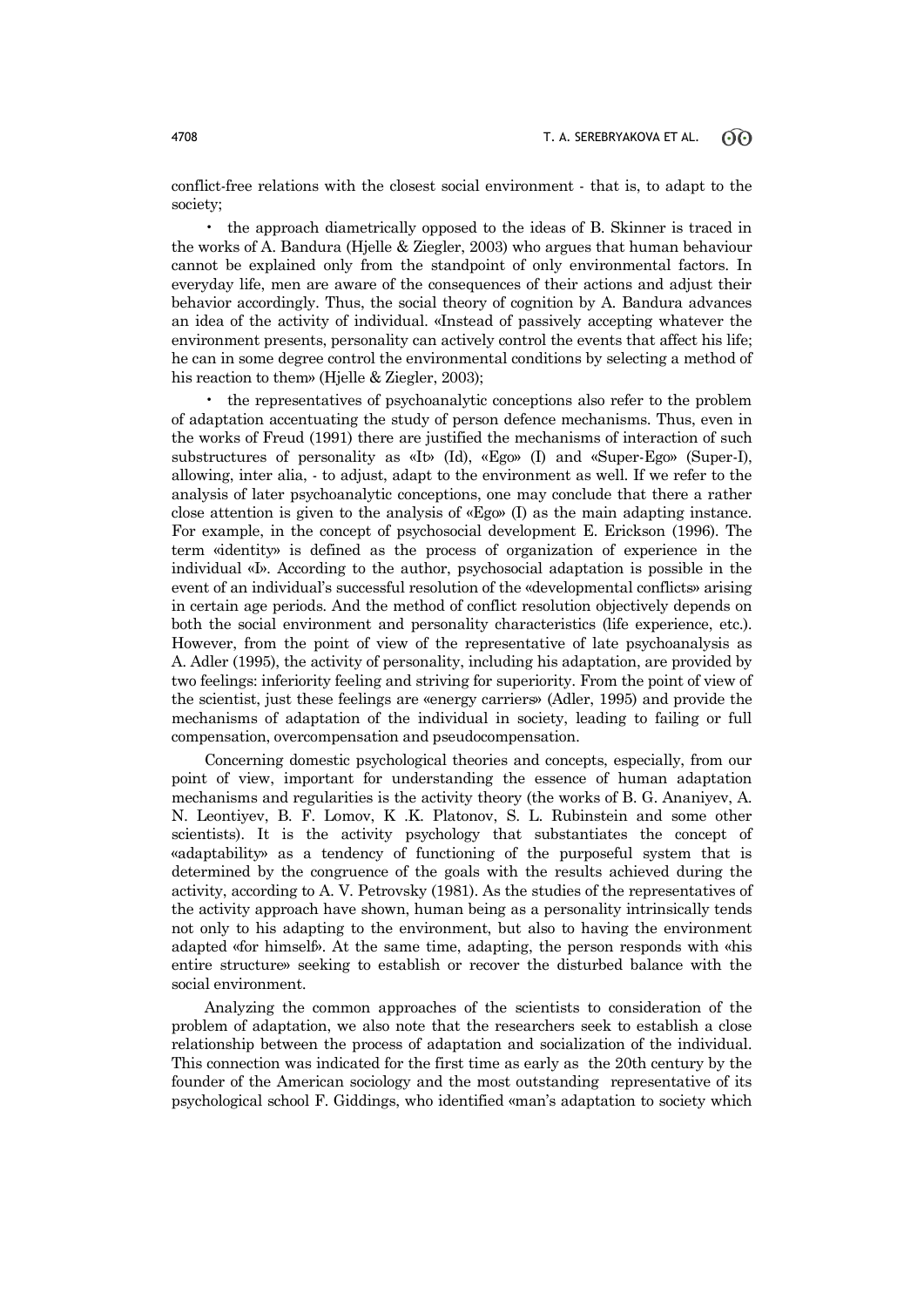conflict-free relations with the closest social environment - that is, to adapt to the society;

- the approach diametrically opposed to the ideas of B. Skinner is traced in the works of A. Bandura (Hjelle & Ziegler, 2003) who argues that human behaviour cannot be explained only from the standpoint of only environmental factors. In everyday life, men are aware of the consequences of their actions and adjust their behavior accordingly. Thus, the social theory of cognition by A. Bandura advances an idea of the activity of individual. «Instead of passively accepting whatever the environment presents, personality can actively control the events that affect his life; he can in some degree control the environmental conditions by selecting a method of his reaction to them» (Hjelle & Ziegler, 2003);
- the representatives of psychoanalytic conceptions also refer to the problem of adaptation accentuating the study of person defence mechanisms. Thus, even in the works of Freud (1991) there are justified the mechanisms of interaction of such substructures of personality as «It» (Id), «Ego» (I) and «Super-Ego» (Super-I), allowing, inter alia, - to adjust, adapt to the environment as well. If we refer to the analysis of later psychoanalytic conceptions, one may conclude that there a rather close attention is given to the analysis of «Ego» (I) as the main adapting instance. For example, in the concept of psychosocial development E. Erickson (1996). The term «identity» is defined as the process of organization of experience in the individual «I». According to the author, psychosocial adaptation is possible in the event of an individual's successful resolution of the «developmental conflicts» arising in certain age periods. And the method of conflict resolution objectively depends on both the social environment and personality characteristics (life experience, etc.). However, from the point of view of the representative of late psychoanalysis as A. Adler (1995), the activity of personality, including his adaptation, are provided by two feelings: inferiority feeling and striving for superiority. From the point of view of the scientist, just these feelings are «energy carriers» (Adler, 1995) and provide the mechanisms of adaptation of the individual in society, leading to failing or full compensation, overcompensation and pseudocompensation.

Concerning domestic psychological theories and concepts, especially, from our point of view, important for understanding the essence of human adaptation mechanisms and regularities is the activity theory (the works of B. G. Ananiyev, A. N. Leontiyev, B. F. Lomov, K .K. Platonov, S. L. Rubinstein and some other scientists). It is the activity psychology that substantiates the concept of «adaptability» as a tendency of functioning of the purposeful system that is determined by the congruence of the goals with the results achieved during the activity, according to A. V. Petrovsky (1981). As the studies of the representatives of the activity approach have shown, human being as a personality intrinsically tends not only to his adapting to the environment, but also to having the environment adapted «for himself». At the same time, adapting, the person responds with «his entire structure» seeking to establish or recover the disturbed balance with the social environment.

Analyzing the common approaches of the scientists to consideration of the problem of adaptation, we also note that the researchers seek to establish a close relationship between the process of adaptation and socialization of the individual. This connection was indicated for the first time as early as the 20th century by the founder of the American sociology and the most outstanding representative of its psychological school F. Giddings, who identified «man's adaptation to society which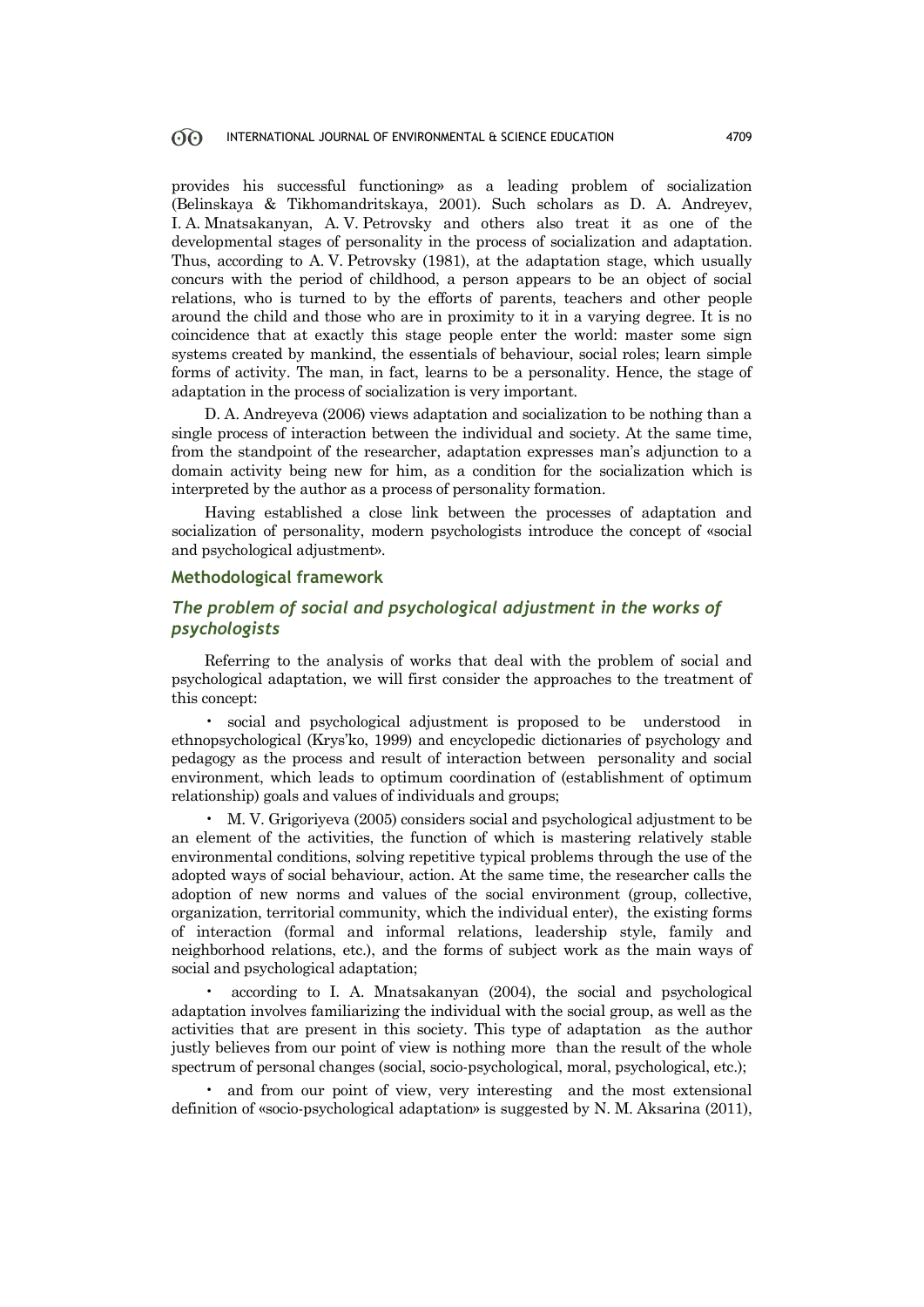provides his successful functioning» as a leading problem of socialization (Belinskaya & Tikhomandritskaya, 2001). Such scholars as D. A. Andreyev, I. A. Mnatsakanyan, A. V. Petrovsky and others also treat it as one of the developmental stages of personality in the process of socialization and adaptation. Thus, according to A. V. Petrovsky (1981), at the adaptation stage, which usually concurs with the period of childhood, a person appears to be an object of social relations, who is turned to by the efforts of parents, teachers and other people around the child and those who are in proximity to it in a varying degree. It is no coincidence that at exactly this stage people enter the world: master some sign systems created by mankind, the essentials of behaviour, social roles; learn simple forms of activity. The man, in fact, learns to be a personality. Hence, the stage of adaptation in the process of socialization is very important.

D. A. Andreyeva (2006) views adaptation and socialization to be nothing than a single process of interaction between the individual and society. At the same time, from the standpoint of the researcher, adaptation expresses man's adjunction to a domain activity being new for him, as a condition for the socialization which is interpreted by the author as a process of personality formation.

Having established a close link between the processes of adaptation and socialization of personality, modern psychologists introduce the concept of «social and psychological adjustment».

## Methodological framework

### *The problem of social and psychological adjustment in the works of psychologists*

Referring to the analysis of works that deal with the problem of social and psychological adaptation, we will first consider the approaches to the treatment of this concept:

- social and psychological adjustment is proposed to be understood in ethnopsychological (Krys'ko, 1999) and encyclopedic dictionaries of psychology and pedagogy as the process and result of interaction between personality and social environment, which leads to optimum coordination of (establishment of optimum relationship) goals and values of individuals and groups;
- M. V. Grigoriyeva (2005) considers social and psychological adjustment to be an element of the activities, the function of which is mastering relatively stable environmental conditions, solving repetitive typical problems through the use of the adopted ways of social behaviour, action. At the same time, the researcher calls the adoption of new norms and values of the social environment (group, collective, organization, territorial community, which the individual enter), the existing forms of interaction (formal and informal relations, leadership style, family and neighborhood relations, etc.), and the forms of subject work as the main ways of social and psychological adaptation;
- according to I. A. Mnatsakanyan (2004), the social and psychological adaptation involves familiarizing the individual with the social group, as well as the activities that are present in this society. This type of adaptation as the author justly believes from our point of view is nothing more than the result of the whole spectrum of personal changes (social, socio-psychological, moral, psychological, etc.);
- and from our point of view, very interesting and the most extensional definition of «socio-psychological adaptation» is suggested by N. M. Aksarina (2011),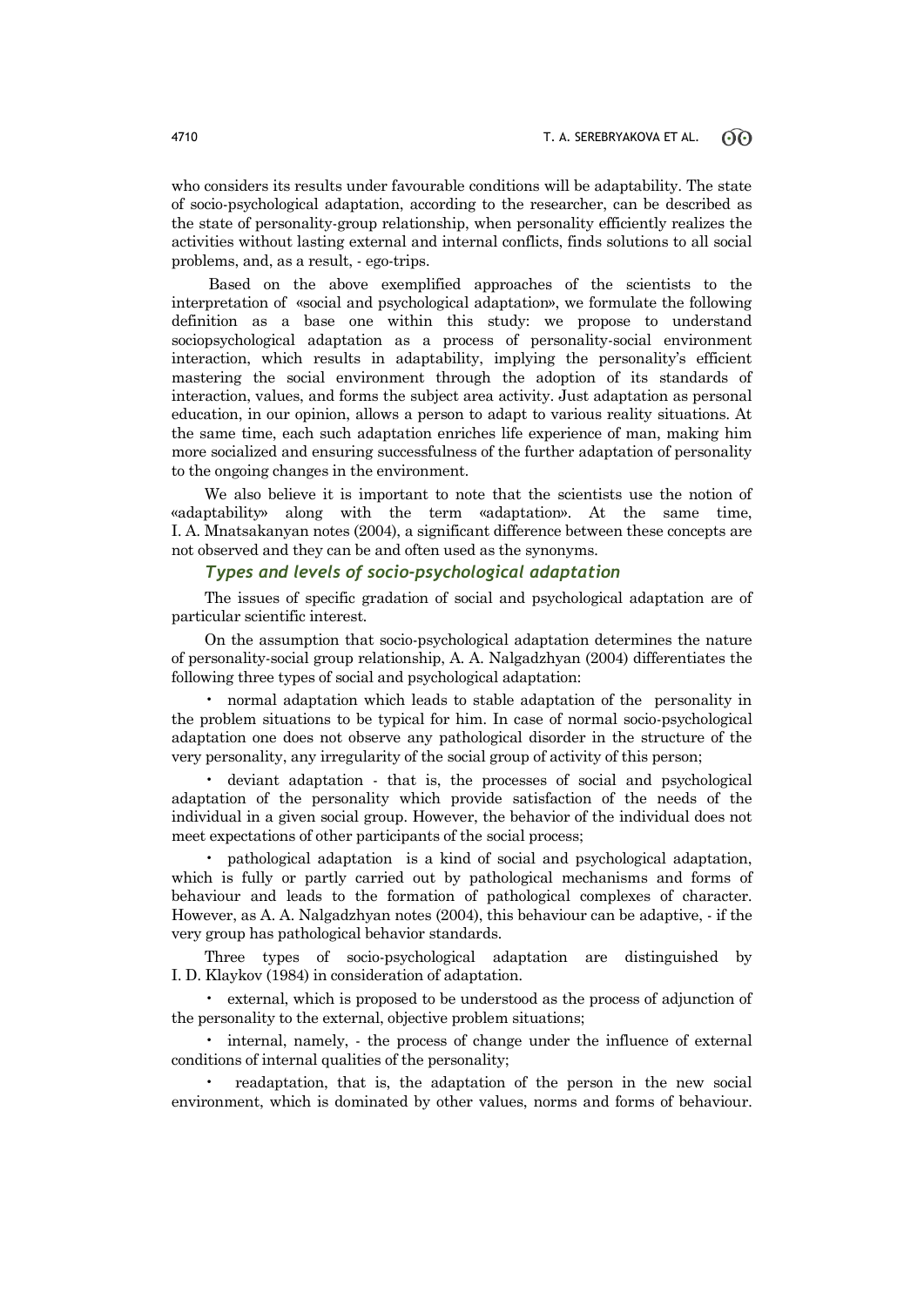who considers its results under favourable conditions will be adaptability. The state of socio-psychological adaptation, according to the researcher, can be described as the state of personality-group relationship, when personality efficiently realizes the activities without lasting external and internal conflicts, finds solutions to all social problems, and, as a result, - ego-trips.

Based on the above exemplified approaches of the scientists to the interpretation of «social and psychological adaptation», we formulate the following definition as a base one within this study: we propose to understand sociopsychological adaptation as a process of personality-social environment interaction, which results in adaptability, implying the personality's efficient mastering the social environment through the adoption of its standards of interaction, values, and forms the subject area activity. Just adaptation as personal education, in our opinion, allows a person to adapt to various reality situations. At the same time, each such adaptation enriches life experience of man, making him more socialized and ensuring successfulness of the further adaptation of personality to the ongoing changes in the environment.

We also believe it is important to note that the scientists use the notion of «adaptability» along with the term «adaptation». At the same time, I. A. Mnatsakanyan notes (2004), a significant difference between these concepts are not observed and they can be and often used as the synonyms.

### *Types and levels of socio-psychological adaptation*

The issues of specific gradation of social and psychological adaptation are of particular scientific interest.

On the assumption that socio-psychological adaptation determines the nature of personality-social group relationship, A. A. Nalgadzhyan (2004) differentiates the following three types of social and psychological adaptation:

- normal adaptation which leads to stable adaptation of the personality in the problem situations to be typical for him. In case of normal socio-psychological adaptation one does not observe any pathological disorder in the structure of the very personality, any irregularity of the social group of activity of this person;
- deviant adaptation - that is, the processes of social and psychological adaptation of the personality which provide satisfaction of the needs of the individual in a given social group. However, the behavior of the individual does not meet expectations of other participants of the social process;
- pathological adaptation is a kind of social and psychological adaptation, which is fully or partly carried out by pathological mechanisms and forms of behaviour and leads to the formation of pathological complexes of character. However, as A. A. Nalgadzhyan notes (2004), this behaviour can be adaptive, - if the very group has pathological behavior standards.

Three types of socio-psychological adaptation are distinguished by I. D. Klaykov (1984) in consideration of adaptation.

- external, which is proposed to be understood as the process of adjunction of the personality to the external, objective problem situations;
- internal, namely, - the process of change under the influence of external conditions of internal qualities of the personality;
- readaptation, that is, the adaptation of the person in the new social environment, which is dominated by other values, norms and forms of behaviour.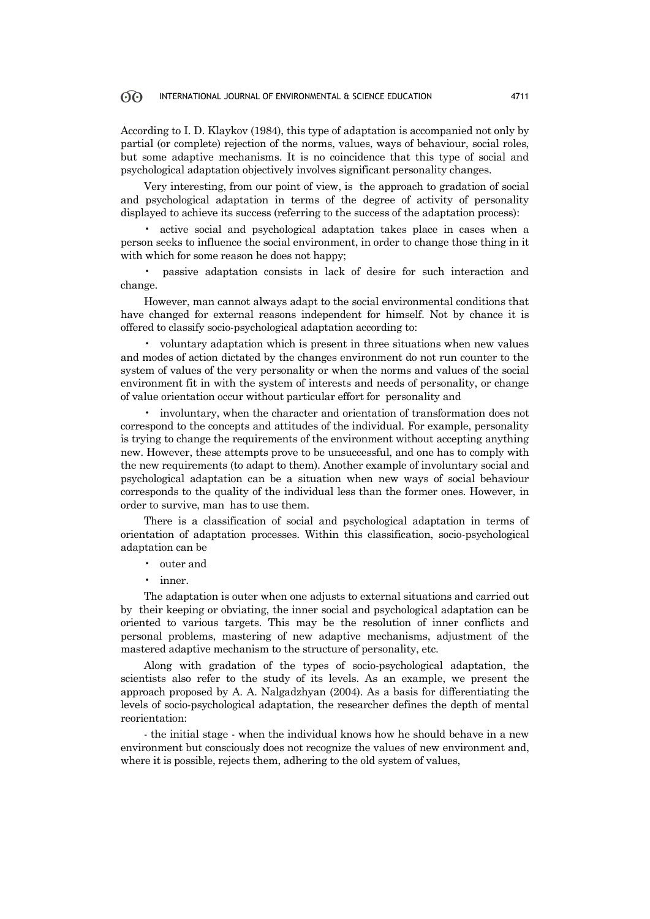According to I. D. Klaykov (1984), this type of adaptation is accompanied not only by partial (or complete) rejection of the norms, values, ways of behaviour, social roles, but some adaptive mechanisms. It is no coincidence that this type of social and psychological adaptation objectively involves significant personality changes.

Very interesting, from our point of view, is the approach to gradation of social and psychological adaptation in terms of the degree of activity of personality displayed to achieve its success (referring to the success of the adaptation process):

- active social and psychological adaptation takes place in cases when a person seeks to influence the social environment, in order to change those thing in it with which for some reason he does not happy;
- passive adaptation consists in lack of desire for such interaction and change.

However, man cannot always adapt to the social environmental conditions that have changed for external reasons independent for himself. Not by chance it is offered to classify socio-psychological adaptation according to:

- voluntary adaptation which is present in three situations when new values and modes of action dictated by the changes environment do not run counter to the system of values of the very personality or when the norms and values of the social environment fit in with the system of interests and needs of personality, or change of value orientation occur without particular effort for personality and
- involuntary, when the character and orientation of transformation does not correspond to the concepts and attitudes of the individual. For example, personality is trying to change the requirements of the environment without accepting anything new. However, these attempts prove to be unsuccessful, and one has to comply with the new requirements (to adapt to them). Another example of involuntary social and psychological adaptation can be a situation when new ways of social behaviour corresponds to the quality of the individual less than the former ones. However, in order to survive, man has to use them.

There is a classification of social and psychological adaptation in terms of orientation of adaptation processes. Within this classification, socio-psychological adaptation can be

- outer and
- inner.

The adaptation is outer when one adjusts to external situations and carried out by their keeping or obviating, the inner social and psychological adaptation can be oriented to various targets. This may be the resolution of inner conflicts and personal problems, mastering of new adaptive mechanisms, adjustment of the mastered adaptive mechanism to the structure of personality, etc.

Along with gradation of the types of socio-psychological adaptation, the scientists also refer to the study of its levels. As an example, we present the approach proposed by A. A. Nalgadzhyan (2004). As a basis for differentiating the levels of socio-psychological adaptation, the researcher defines the depth of mental reorientation:

- the initial stage - when the individual knows how he should behave in a new environment but consciously does not recognize the values of new environment and, where it is possible, rejects them, adhering to the old system of values,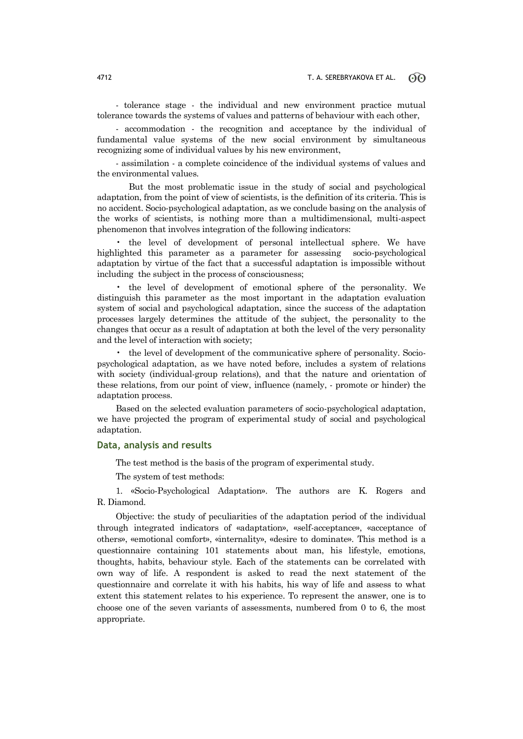- tolerance stage - the individual and new environment practice mutual tolerance towards the systems of values and patterns of behaviour with each other,

- accommodation - the recognition and acceptance by the individual of fundamental value systems of the new social environment by simultaneous recognizing some of individual values by his new environment,

- assimilation - a complete coincidence of the individual systems of values and the environmental values.

But the most problematic issue in the study of social and psychological adaptation, from the point of view of scientists, is the definition of its criteria. This is no accident. Socio-psychological adaptation, as we conclude basing on the analysis of the works of scientists, is nothing more than a multidimensional, multi-aspect phenomenon that involves integration of the following indicators:

- the level of development of personal intellectual sphere. We have highlighted this parameter as a parameter for assessing socio-psychological adaptation by virtue of the fact that a successful adaptation is impossible without including the subject in the process of consciousness;
- the level of development of emotional sphere of the personality. We distinguish this parameter as the most important in the adaptation evaluation system of social and psychological adaptation, since the success of the adaptation processes largely determines the attitude of the subject, the personality to the changes that occur as a result of adaptation at both the level of the very personality and the level of interaction with society;
- the level of development of the communicative sphere of personality. Socio-psychological adaptation, as we have noted before, includes a system of relations with society (individual-group relations), and that the nature and orientation of these relations, from our point of view, influence (namely, - promote or hinder) the adaptation process.

Based on the selected evaluation parameters of socio-psychological adaptation, we have projected the program of experimental study of social and psychological adaptation.

## Data, analysis and results

The test method is the basis of the program of experimental study.

The system of test methods:

1. «Socio-Psychological Adaptation». The authors are K. Rogers and R. Diamond.

Objective: the study of peculiarities of the adaptation period of the individual through integrated indicators of «adaptation», «self-acceptance», «acceptance of others», «emotional comfort», «internality», «desire to dominate». This method is a questionnaire containing 101 statements about man, his lifestyle, emotions, thoughts, habits, behaviour style. Each of the statements can be correlated with own way of life. A respondent is asked to read the next statement of the questionnaire and correlate it with his habits, his way of life and assess to what extent this statement relates to his experience. To represent the answer, one is to choose one of the seven variants of assessments, numbered from 0 to 6, the most appropriate.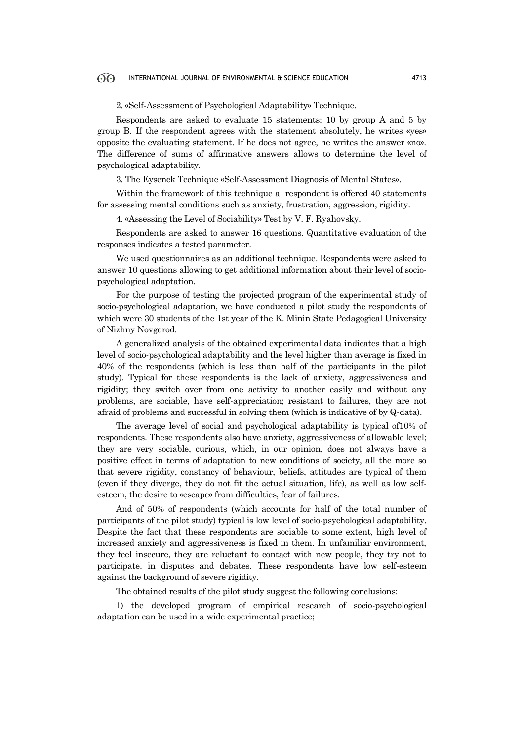2. «Self-Assessment of Psychological Adaptability» Technique.

Respondents are asked to evaluate 15 statements: 10 by group A and 5 by group B. If the respondent agrees with the statement absolutely, he writes «yes» opposite the evaluating statement. If he does not agree, he writes the answer «no». The difference of sums of affirmative answers allows to determine the level of psychological adaptability.

3. The Eysenck Technique «Self-Assessment Diagnosis of Mental States».

Within the framework of this technique a respondent is offered 40 statements for assessing mental conditions such as anxiety, frustration, aggression, rigidity.

4. «Assessing the Level of Sociability» Test by V. F. Ryahovsky.

Respondents are asked to answer 16 questions. Quantitative evaluation of the responses indicates a tested parameter.

We used questionnaires as an additional technique. Respondents were asked to answer 10 questions allowing to get additional information about their level of socio-psychological adaptation.

For the purpose of testing the projected program of the experimental study of socio-psychological adaptation, we have conducted a pilot study the respondents of which were 30 students of the 1st year of the K. Minin State Pedagogical University of Nizhny Novgorod.

A generalized analysis of the obtained experimental data indicates that a high level of socio-psychological adaptability and the level higher than average is fixed in 40% of the respondents (which is less than half of the participants in the pilot study). Typical for these respondents is the lack of anxiety, aggressiveness and rigidity; they switch over from one activity to another easily and without any problems, are sociable, have self-appreciation; resistant to failures, they are not afraid of problems and successful in solving them (which is indicative of by Q-data).

The average level of social and psychological adaptability is typical of10% of respondents. These respondents also have anxiety, aggressiveness of allowable level; they are very sociable, curious, which, in our opinion, does not always have a positive effect in terms of adaptation to new conditions of society, all the more so that severe rigidity, constancy of behaviour, beliefs, attitudes are typical of them (even if they diverge, they do not fit the actual situation, life), as well as low self-esteem, the desire to «escape» from difficulties, fear of failures.

And of 50% of respondents (which accounts for half of the total number of participants of the pilot study) typical is low level of socio-psychological adaptability. Despite the fact that these respondents are sociable to some extent, high level of increased anxiety and aggressiveness is fixed in them. In unfamiliar environment, they feel insecure, they are reluctant to contact with new people, they try not to participate. in disputes and debates. These respondents have low self-esteem against the background of severe rigidity.

The obtained results of the pilot study suggest the following conclusions:

1) the developed program of empirical research of socio-psychological adaptation can be used in a wide experimental practice;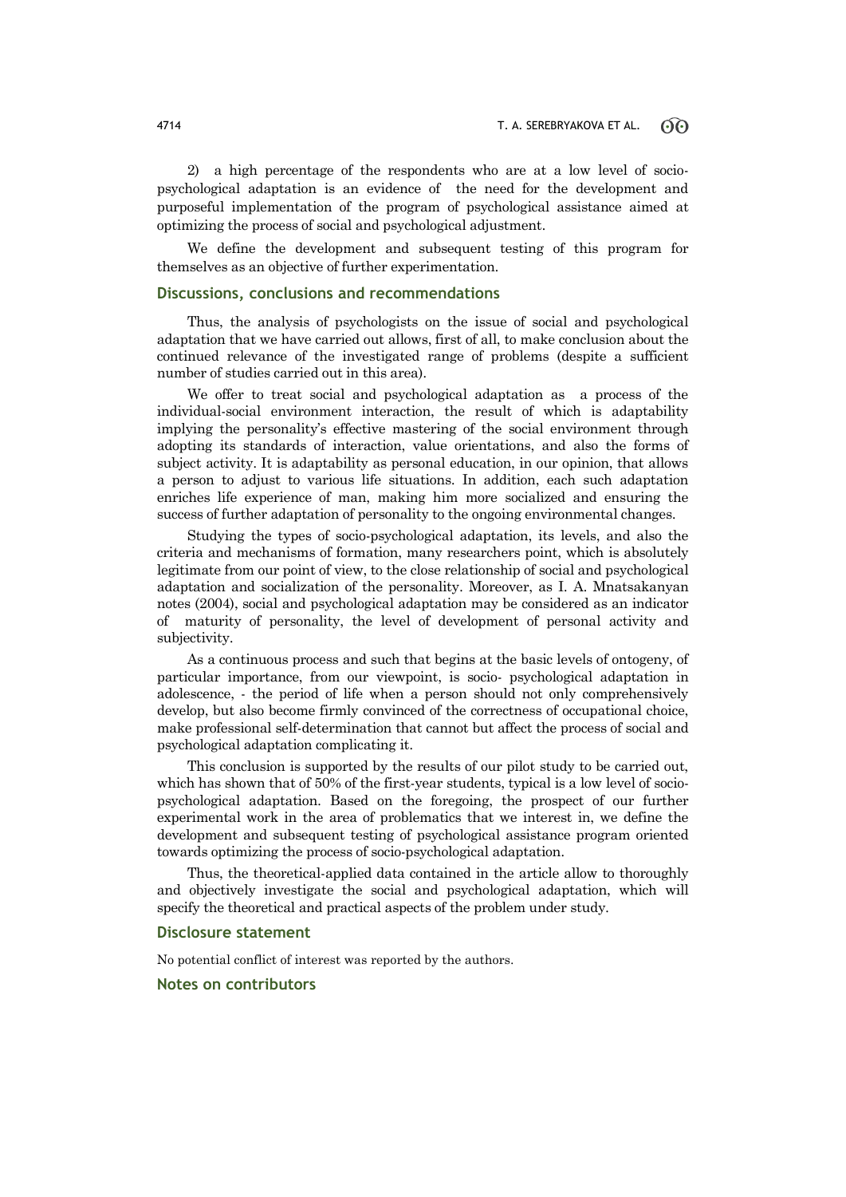2) a high percentage of the respondents who are at a low level of socio-psychological adaptation is an evidence of the need for the development and purposeful implementation of the program of psychological assistance aimed at optimizing the process of social and psychological adjustment.

We define the development and subsequent testing of this program for themselves as an objective of further experimentation.

## Discussions, conclusions and recommendations

Thus, the analysis of psychologists on the issue of social and psychological adaptation that we have carried out allows, first of all, to make conclusion about the continued relevance of the investigated range of problems (despite a sufficient number of studies carried out in this area).

We offer to treat social and psychological adaptation as a process of the individual-social environment interaction, the result of which is adaptability implying the personality's effective mastering of the social environment through adopting its standards of interaction, value orientations, and also the forms of subject activity. It is adaptability as personal education, in our opinion, that allows a person to adjust to various life situations. In addition, each such adaptation enriches life experience of man, making him more socialized and ensuring the success of further adaptation of personality to the ongoing environmental changes.

Studying the types of socio-psychological adaptation, its levels, and also the criteria and mechanisms of formation, many researchers point, which is absolutely legitimate from our point of view, to the close relationship of social and psychological adaptation and socialization of the personality. Moreover, as I. A. Mnatsakanyan notes (2004), social and psychological adaptation may be considered as an indicator of maturity of personality, the level of development of personal activity and subjectivity.

As a continuous process and such that begins at the basic levels of ontogeny, of particular importance, from our viewpoint, is socio- psychological adaptation in adolescence, - the period of life when a person should not only comprehensively develop, but also become firmly convinced of the correctness of occupational choice, make professional self-determination that cannot but affect the process of social and psychological adaptation complicating it.

This conclusion is supported by the results of our pilot study to be carried out, which has shown that of 50% of the first-year students, typical is a low level of socio-psychological adaptation. Based on the foregoing, the prospect of our further experimental work in the area of problematics that we interest in, we define the development and subsequent testing of psychological assistance program oriented towards optimizing the process of socio-psychological adaptation.

Thus, the theoretical-applied data contained in the article allow to thoroughly and objectively investigate the social and psychological adaptation, which will specify the theoretical and practical aspects of the problem under study.

## Disclosure statement

No potential conflict of interest was reported by the authors.

## Notes on contributors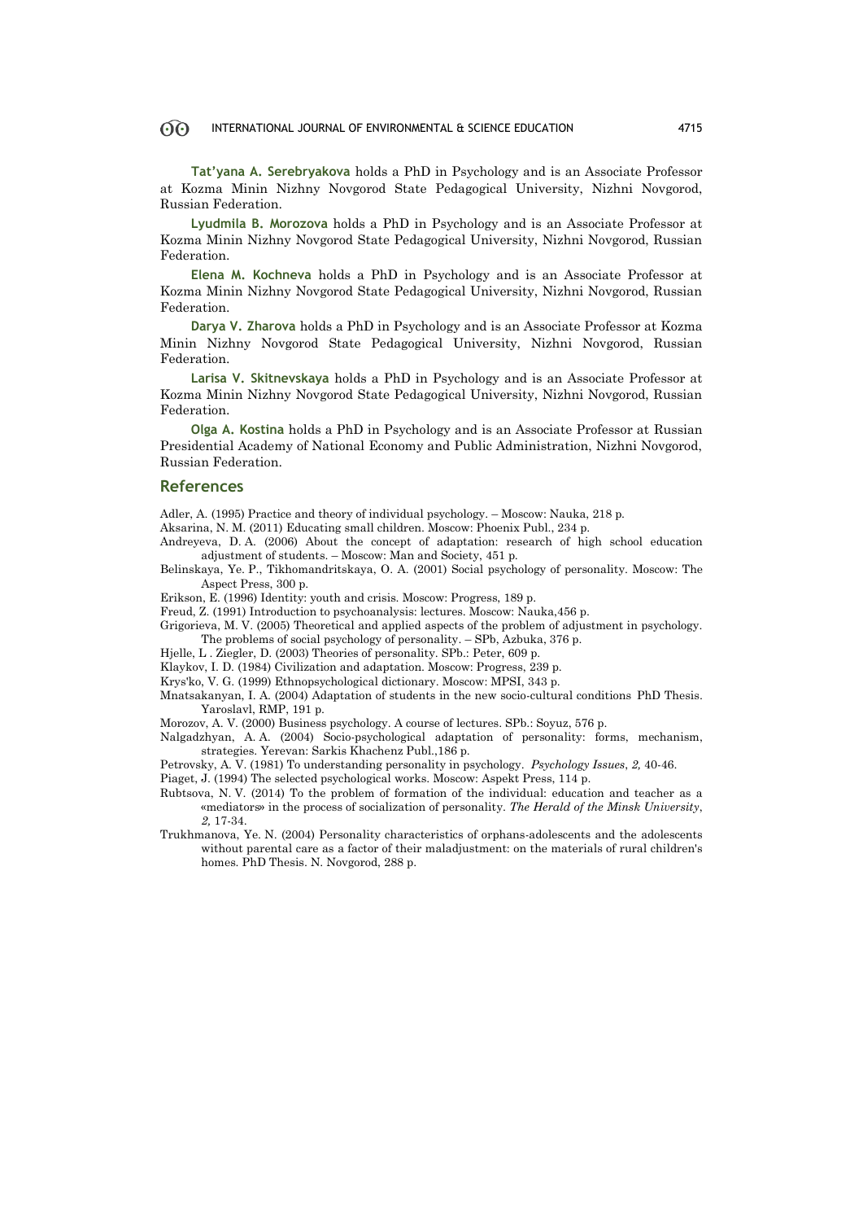**Tat'yana A. Serebryakova** holds a PhD in Psychology and is an Associate Professor at Kozma Minin Nizhny Novgorod State Pedagogical University, Nizhni Novgorod, Russian Federation.

**Lyudmila B. Morozova** holds a PhD in Psychology and is an Associate Professor at Kozma Minin Nizhny Novgorod State Pedagogical University, Nizhni Novgorod, Russian Federation.

**Elena M. Kochneva** holds a PhD in Psychology and is an Associate Professor at Kozma Minin Nizhny Novgorod State Pedagogical University, Nizhni Novgorod, Russian Federation.

**Darya V. Zharova** holds a PhD in Psychology and is an Associate Professor at Kozma Minin Nizhny Novgorod State Pedagogical University, Nizhni Novgorod, Russian Federation.

**Larisa V. Skitnevskaya** holds a PhD in Psychology and is an Associate Professor at Kozma Minin Nizhny Novgorod State Pedagogical University, Nizhni Novgorod, Russian Federation.

**Olga A. Kostina** holds a PhD in Psychology and is an Associate Professor at Russian Presidential Academy of National Economy and Public Administration, Nizhni Novgorod, Russian Federation.

## References

Adler, A. (1995) Practice and theory of individual psychology. – Moscow: Nauka, 218 p.

Aksarina, N. M. (2011) Educating small children. Moscow: Phoenix Publ., 234 p.

Andreyeva, D. A. (2006) About the concept of adaptation: research of high school education adjustment of students. – Moscow: Man and Society, 451 p.

Belinskaya, Ye. P., Tikhomandritskaya, O. A. (2001) Social psychology of personality. Moscow: The Aspect Press, 300 p.

Erikson, E. (1996) Identity: youth and crisis. Moscow: Progress, 189 p.

Freud, Z. (1991) Introduction to psychoanalysis: lectures. Moscow: Nauka,456 p.

Grigorieva, M. V. (2005) Theoretical and applied aspects of the problem of adjustment in psychology. The problems of social psychology of personality. – SPb, Azbuka, 376 p.

Hjelle, L . Ziegler, D. (2003) Theories of personality. SPb.: Peter, 609 p.

Klaykov, I. D. (1984) Civilization and adaptation. Moscow: Progress, 239 p.

Krys'ko, V. G. (1999) Ethnopsychological dictionary. Moscow: MPSI, 343 p.

Mnatsakanyan, I. A. (2004) Adaptation of students in the new socio-cultural conditions PhD Thesis. Yaroslavl, RMP, 191 p.

Morozov, A. V. (2000) Business psychology. A course of lectures. SPb.: Soyuz, 576 p.

Nalgadzhyan, A. A. (2004) Socio-psychological adaptation of personality: forms, mechanism, strategies. Yerevan: Sarkis Khachenz Publ.,186 p.

Petrovsky, A. V. (1981) To understanding personality in psychology. *Psychology Issues*, *2,* 40-46.

Piaget, J. (1994) The selected psychological works. Moscow: Aspekt Press, 114 p.

Rubtsova, N. V. (2014) To the problem of formation of the individual: education and teacher as a «mediators» in the process of socialization of personality. *The Herald of the Minsk University*, *2,* 17-34.

Trukhmanova, Ye. N. (2004) Personality characteristics of orphans-adolescents and the adolescents without parental care as a factor of their maladjustment: on the materials of rural children's homes. PhD Thesis. N. Novgorod, 288 p.